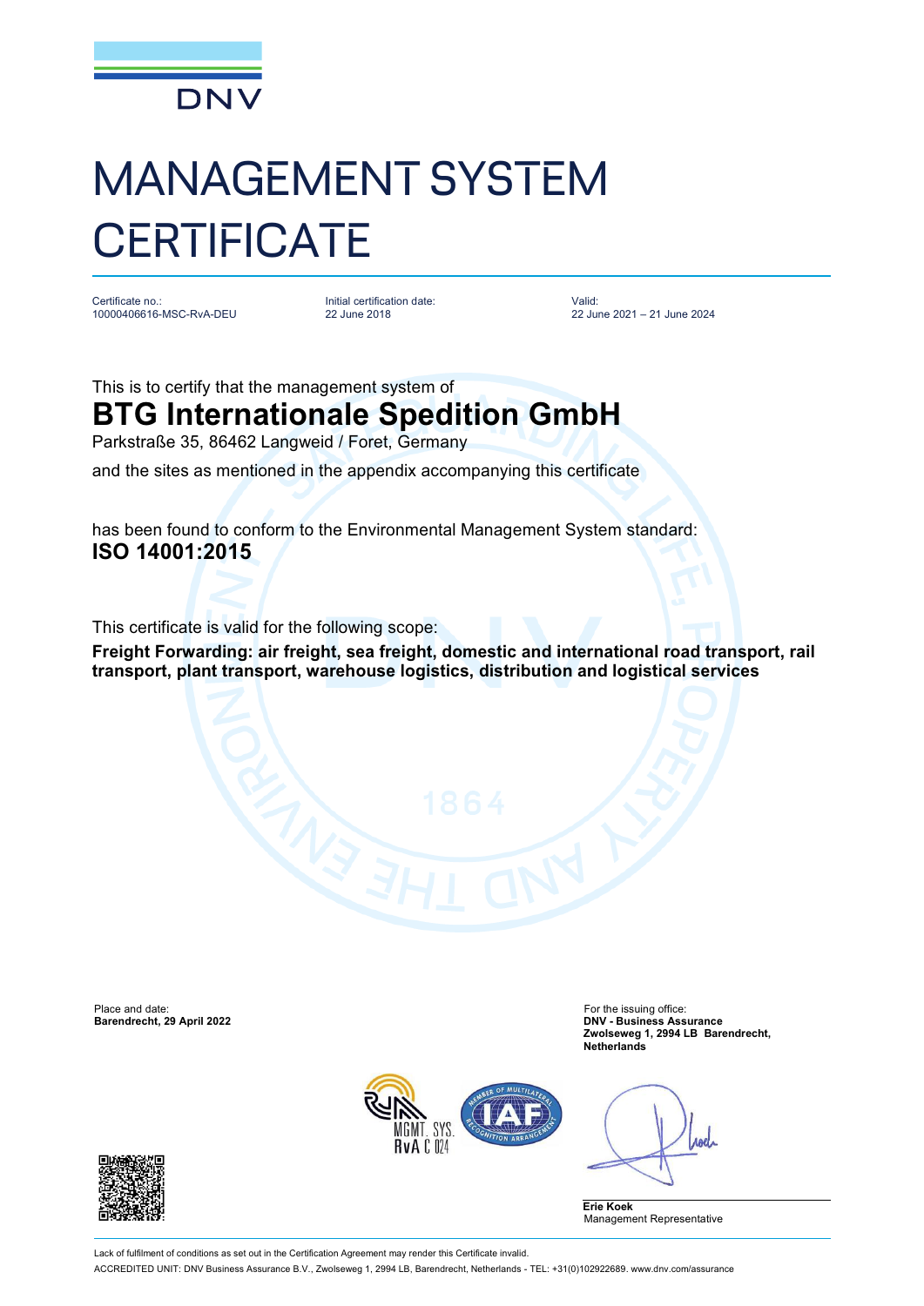DNV

# MANAGEMENT SYSTEM CERTIFICATE

Certificate no.:
10000406616-MSC-RvA-DEU

Initial certification date:
22 June 2018

Valid:
22 June 2021 – 21 June 2024

This is to certify that the management system of

## BTG Internationale Spedition GmbH

Parkstraße 35, 86462 Langweid / Foret, Germany

and the sites as mentioned in the appendix accompanying this certificate

has been found to conform to the Environmental Management System standard:

**ISO 14001:2015**

This certificate is valid for the following scope:

**Freight Forwarding: air freight, sea freight, domestic and international road transport, rail transport, plant transport, warehouse logistics, distribution and logistical services**

Place and date:
**Barendrecht, 29 April 2022**

For the issuing office:
**DNV - Business Assurance**
**Zwolseweg 1, 2994 LB Barendrecht, Netherlands**

MGMT. SYS.
RvA C 024

**Erie Koek**
Management Representative

Lack of fulfilment of conditions as set out in the Certification Agreement may render this Certificate invalid.

ACCREDITED UNIT: DNV Business Assurance B.V., Zwolseweg 1, 2994 LB, Barendrecht, Netherlands - TEL: +31(0)102922689. www.dnv.com/assurance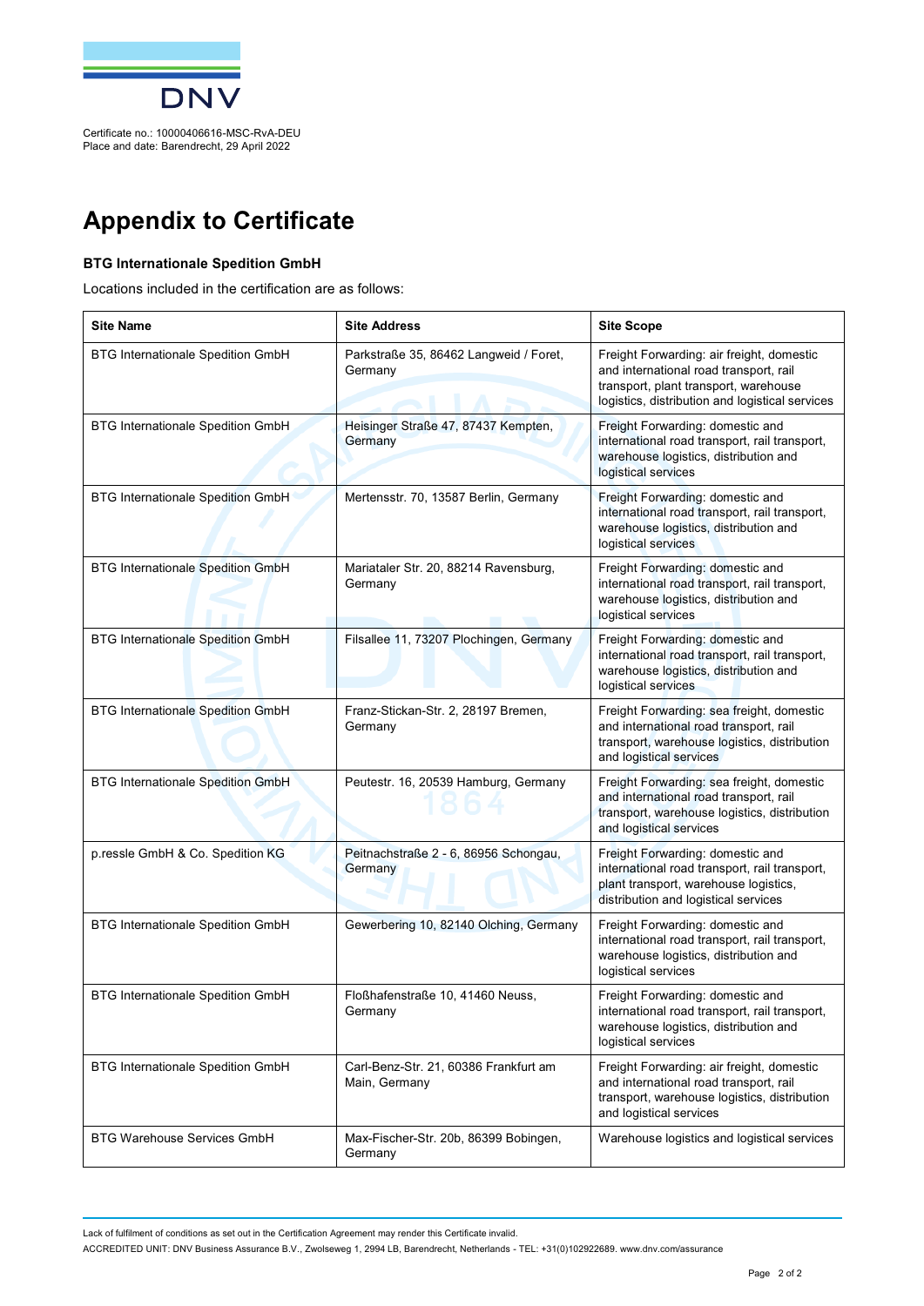Certificate no.: 10000406616-MSC-RvA-DEU
Place and date: Barendrecht, 29 April 2022

# Appendix to Certificate

**BTG Internationale Spedition GmbH**

Locations included in the certification are as follows:

| Site Name | Site Address | Site Scope |
|---|---|---|
| BTG Internationale Spedition GmbH | Parkstraße 35, 86462 Langweid / Foret, Germany | Freight Forwarding: air freight, domestic and international road transport, rail transport, plant transport, warehouse logistics, distribution and logistical services |
| BTG Internationale Spedition GmbH | Heisinger Straße 47, 87437 Kempten, Germany | Freight Forwarding: domestic and international road transport, rail transport, warehouse logistics, distribution and logistical services |
| BTG Internationale Spedition GmbH | Mertensstr. 70, 13587 Berlin, Germany | Freight Forwarding: domestic and international road transport, rail transport, warehouse logistics, distribution and logistical services |
| BTG Internationale Spedition GmbH | Mariataler Str. 20, 88214 Ravensburg, Germany | Freight Forwarding: domestic and international road transport, rail transport, warehouse logistics, distribution and logistical services |
| BTG Internationale Spedition GmbH | Filsallee 11, 73207 Plochingen, Germany | Freight Forwarding: domestic and international road transport, rail transport, warehouse logistics, distribution and logistical services |
| BTG Internationale Spedition GmbH | Franz-Stickan-Str. 2, 28197 Bremen, Germany | Freight Forwarding: sea freight, domestic and international road transport, rail transport, warehouse logistics, distribution and logistical services |
| BTG Internationale Spedition GmbH | Peutestr. 16, 20539 Hamburg, Germany | Freight Forwarding: sea freight, domestic and international road transport, rail transport, warehouse logistics, distribution and logistical services |
| p.ressle GmbH & Co. Spedition KG | Peitnachstraße 2 - 6, 86956 Schongau, Germany | Freight Forwarding: domestic and international road transport, rail transport, plant transport, warehouse logistics, distribution and logistical services |
| BTG Internationale Spedition GmbH | Gewerbering 10, 82140 Olching, Germany | Freight Forwarding: domestic and international road transport, rail transport, warehouse logistics, distribution and logistical services |
| BTG Internationale Spedition GmbH | Floßhafenstraße 10, 41460 Neuss, Germany | Freight Forwarding: domestic and international road transport, rail transport, warehouse logistics, distribution and logistical services |
| BTG Internationale Spedition GmbH | Carl-Benz-Str. 21, 60386 Frankfurt am Main, Germany | Freight Forwarding: air freight, domestic and international road transport, rail transport, warehouse logistics, distribution and logistical services |
| BTG Warehouse Services GmbH | Max-Fischer-Str. 20b, 86399 Bobingen, Germany | Warehouse logistics and logistical services |

Lack of fulfilment of conditions as set out in the Certification Agreement may render this Certificate invalid.

ACCREDITED UNIT: DNV Business Assurance B.V., Zwolseweg 1, 2994 LB, Barendrecht, Netherlands - TEL: +31(0)102922689. www.dnv.com/assurance